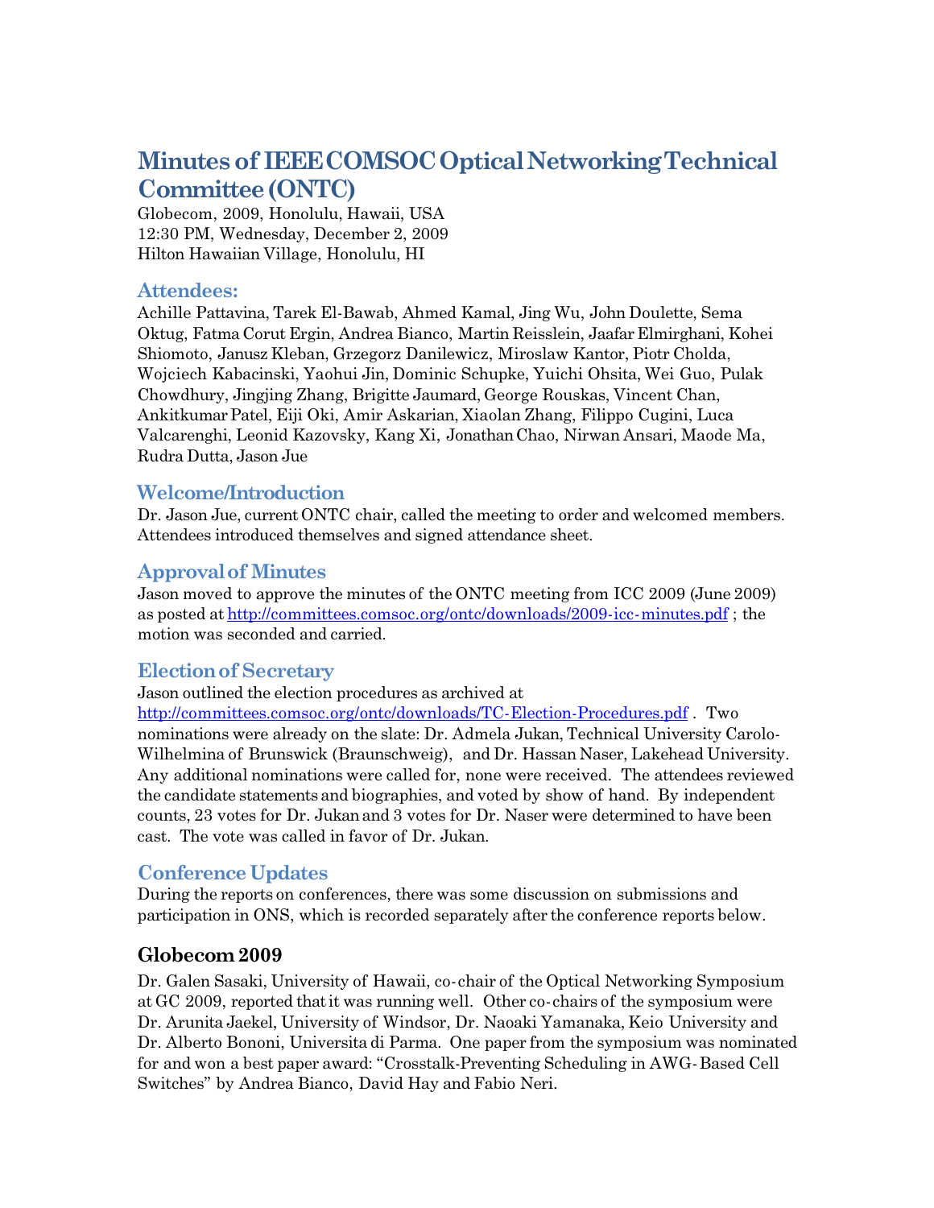# Minutes of IEEE COMSOC Optical Networking Technical Committee (ONTC)

Globecom, 2009, Honolulu, Hawaii, USA
12:30 PM, Wednesday, December 2, 2009
Hilton Hawaiian Village, Honolulu, HI

## Attendees:

Achille Pattavina, Tarek El-Bawab, Ahmed Kamal, Jing Wu, John Doulette, Sema Oktug, Fatma Corut Ergin, Andrea Bianco, Martin Reisslein, Jaafar Elmirghani, Kohei Shiomoto, Janusz Kleban, Grzegorz Danilewicz, Miroslaw Kantor, Piotr Cholda, Wojciech Kabacinski, Yaohui Jin, Dominic Schupke, Yuichi Ohsita, Wei Guo, Pulak Chowdhury, Jingjing Zhang, Brigitte Jaumard, George Rouskas, Vincent Chan, Ankitkumar Patel, Eiji Oki, Amir Askarian, Xiaolan Zhang, Filippo Cugini, Luca Valcarenghi, Leonid Kazovsky, Kang Xi, Jonathan Chao, Nirwan Ansari, Maode Ma, Rudra Dutta, Jason Jue

## Welcome/Introduction

Dr. Jason Jue, current ONTC chair, called the meeting to order and welcomed members. Attendees introduced themselves and signed attendance sheet.

## Approval of Minutes

Jason moved to approve the minutes of the ONTC meeting from ICC 2009 (June 2009) as posted at http://committees.comsoc.org/ontc/downloads/2009-icc-minutes.pdf ; the motion was seconded and carried.

## Election of Secretary

Jason outlined the election procedures as archived at http://committees.comsoc.org/ontc/downloads/TC-Election-Procedures.pdf . Two nominations were already on the slate: Dr. Admela Jukan, Technical University Carolo-Wilhelmina of Brunswick (Braunschweig), and Dr. Hassan Naser, Lakehead University. Any additional nominations were called for, none were received. The attendees reviewed the candidate statements and biographies, and voted by show of hand. By independent counts, 23 votes for Dr. Jukan and 3 votes for Dr. Naser were determined to have been cast. The vote was called in favor of Dr. Jukan.

## Conference Updates

During the reports on conferences, there was some discussion on submissions and participation in ONS, which is recorded separately after the conference reports below.

### Globecom 2009

Dr. Galen Sasaki, University of Hawaii, co-chair of the Optical Networking Symposium at GC 2009, reported that it was running well. Other co-chairs of the symposium were Dr. Arunita Jaekel, University of Windsor, Dr. Naoaki Yamanaka, Keio University and Dr. Alberto Bononi, Universita di Parma. One paper from the symposium was nominated for and won a best paper award: "Crosstalk-Preventing Scheduling in AWG-Based Cell Switches" by Andrea Bianco, David Hay and Fabio Neri.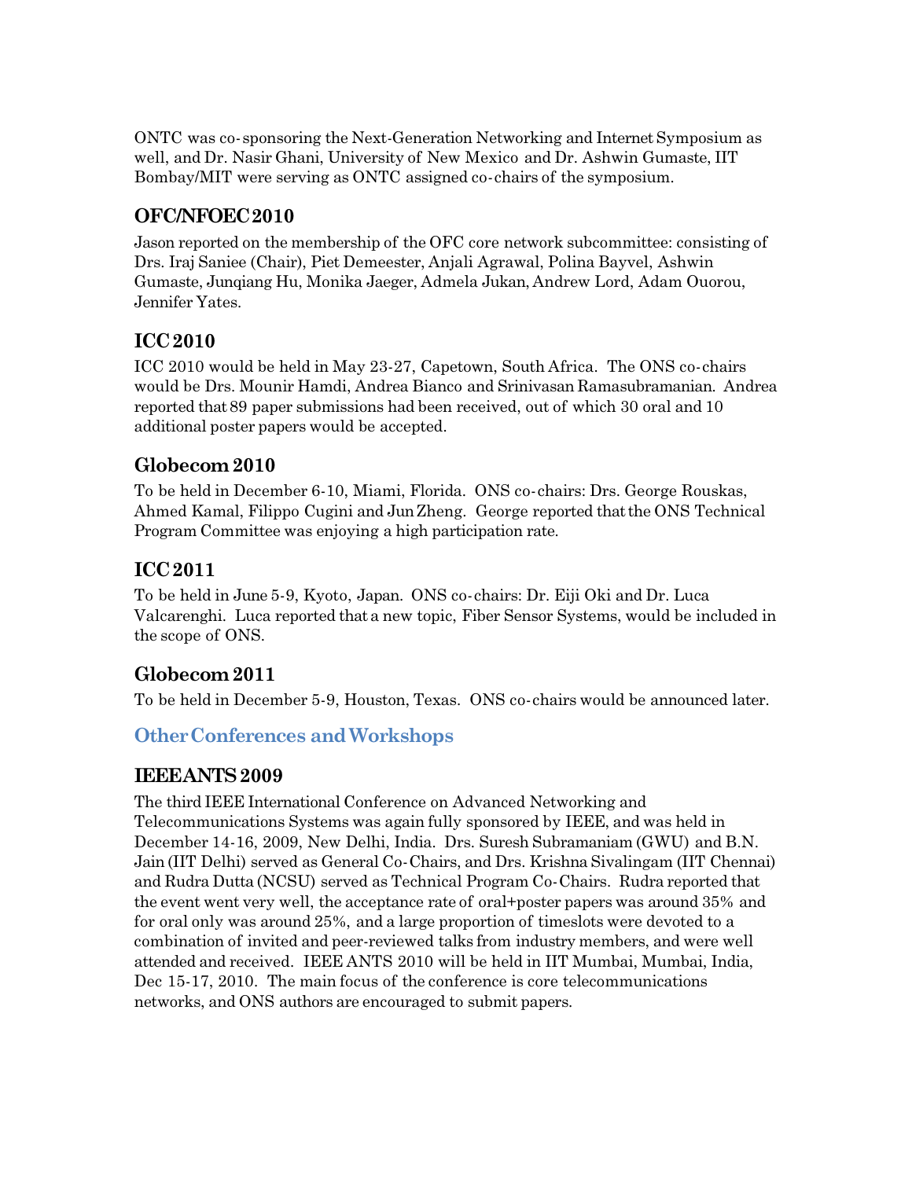ONTC was co-sponsoring the Next-Generation Networking and Internet Symposium as well, and Dr. Nasir Ghani, University of New Mexico and Dr. Ashwin Gumaste, IIT Bombay/MIT were serving as ONTC assigned co-chairs of the symposium.

### OFC/NFOEC 2010

Jason reported on the membership of the OFC core network subcommittee: consisting of Drs. Iraj Saniee (Chair), Piet Demeester, Anjali Agrawal, Polina Bayvel, Ashwin Gumaste, Junqiang Hu, Monika Jaeger, Admela Jukan, Andrew Lord, Adam Ouorou, Jennifer Yates.

### ICC 2010

ICC 2010 would be held in May 23-27, Capetown, South Africa. The ONS co-chairs would be Drs. Mounir Hamdi, Andrea Bianco and Srinivasan Ramasubramanian. Andrea reported that 89 paper submissions had been received, out of which 30 oral and 10 additional poster papers would be accepted.

### Globecom 2010

To be held in December 6-10, Miami, Florida. ONS co-chairs: Drs. George Rouskas, Ahmed Kamal, Filippo Cugini and Jun Zheng. George reported that the ONS Technical Program Committee was enjoying a high participation rate.

### ICC 2011

To be held in June 5-9, Kyoto, Japan. ONS co-chairs: Dr. Eiji Oki and Dr. Luca Valcarenghi. Luca reported that a new topic, Fiber Sensor Systems, would be included in the scope of ONS.

### Globecom 2011

To be held in December 5-9, Houston, Texas. ONS co-chairs would be announced later.

## Other Conferences and Workshops

### IEEE ANTS 2009

The third IEEE International Conference on Advanced Networking and Telecommunications Systems was again fully sponsored by IEEE, and was held in December 14-16, 2009, New Delhi, India. Drs. Suresh Subramaniam (GWU) and B.N. Jain (IIT Delhi) served as General Co-Chairs, and Drs. Krishna Sivalingam (IIT Chennai) and Rudra Dutta (NCSU) served as Technical Program Co-Chairs. Rudra reported that the event went very well, the acceptance rate of oral+poster papers was around 35% and for oral only was around 25%, and a large proportion of timeslots were devoted to a combination of invited and peer-reviewed talks from industry members, and were well attended and received. IEEE ANTS 2010 will be held in IIT Mumbai, Mumbai, India, Dec 15-17, 2010. The main focus of the conference is core telecommunications networks, and ONS authors are encouraged to submit papers.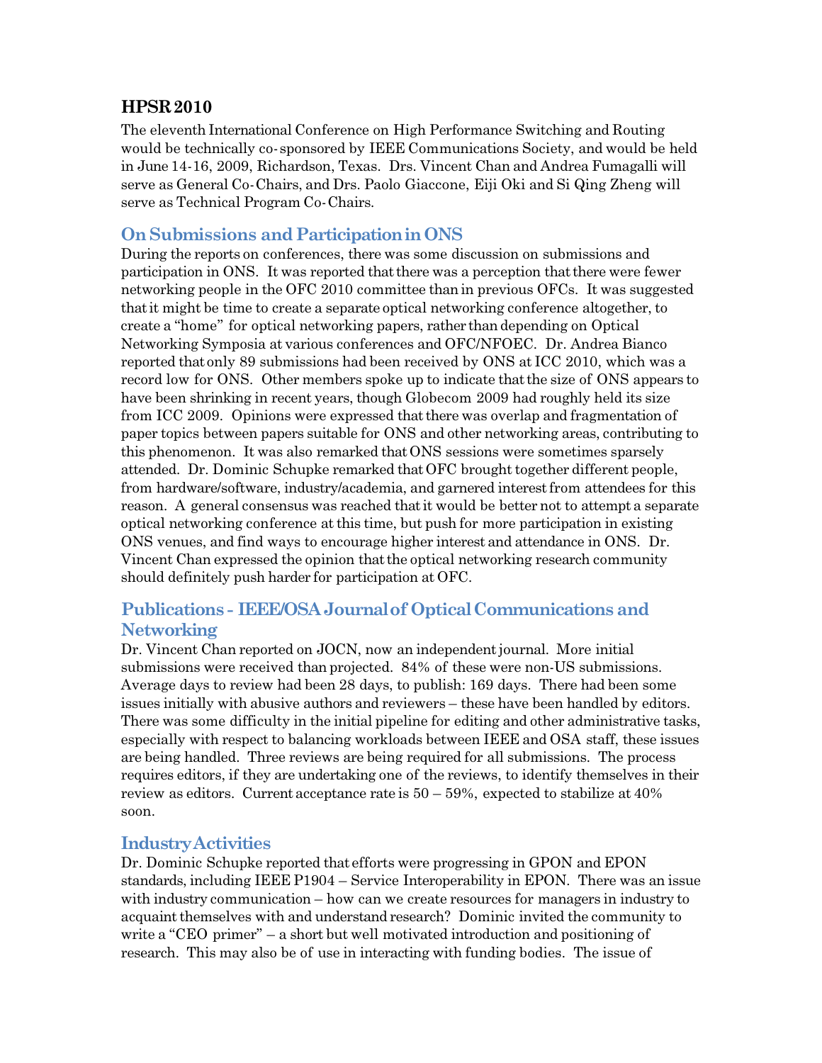## HPSR 2010

The eleventh International Conference on High Performance Switching and Routing would be technically co-sponsored by IEEE Communications Society, and would be held in June 14-16, 2009, Richardson, Texas. Drs. Vincent Chan and Andrea Fumagalli will serve as General Co-Chairs, and Drs. Paolo Giaccone, Eiji Oki and Si Qing Zheng will serve as Technical Program Co-Chairs.

## On Submissions and Participation in ONS

During the reports on conferences, there was some discussion on submissions and participation in ONS. It was reported that there was a perception that there were fewer networking people in the OFC 2010 committee than in previous OFCs. It was suggested that it might be time to create a separate optical networking conference altogether, to create a "home" for optical networking papers, rather than depending on Optical Networking Symposia at various conferences and OFC/NFOEC. Dr. Andrea Bianco reported that only 89 submissions had been received by ONS at ICC 2010, which was a record low for ONS. Other members spoke up to indicate that the size of ONS appears to have been shrinking in recent years, though Globecom 2009 had roughly held its size from ICC 2009. Opinions were expressed that there was overlap and fragmentation of paper topics between papers suitable for ONS and other networking areas, contributing to this phenomenon. It was also remarked that ONS sessions were sometimes sparsely attended. Dr. Dominic Schupke remarked that OFC brought together different people, from hardware/software, industry/academia, and garnered interest from attendees for this reason. A general consensus was reached that it would be better not to attempt a separate optical networking conference at this time, but push for more participation in existing ONS venues, and find ways to encourage higher interest and attendance in ONS. Dr. Vincent Chan expressed the opinion that the optical networking research community should definitely push harder for participation at OFC.

## Publications - IEEE/OSA Journal of Optical Communications and Networking

Dr. Vincent Chan reported on JOCN, now an independent journal. More initial submissions were received than projected. 84% of these were non-US submissions. Average days to review had been 28 days, to publish: 169 days. There had been some issues initially with abusive authors and reviewers – these have been handled by editors. There was some difficulty in the initial pipeline for editing and other administrative tasks, especially with respect to balancing workloads between IEEE and OSA staff, these issues are being handled. Three reviews are being required for all submissions. The process requires editors, if they are undertaking one of the reviews, to identify themselves in their review as editors. Current acceptance rate is 50 – 59%, expected to stabilize at 40% soon.

## Industry Activities

Dr. Dominic Schupke reported that efforts were progressing in GPON and EPON standards, including IEEE P1904 – Service Interoperability in EPON. There was an issue with industry communication – how can we create resources for managers in industry to acquaint themselves with and understand research? Dominic invited the community to write a "CEO primer" – a short but well motivated introduction and positioning of research. This may also be of use in interacting with funding bodies. The issue of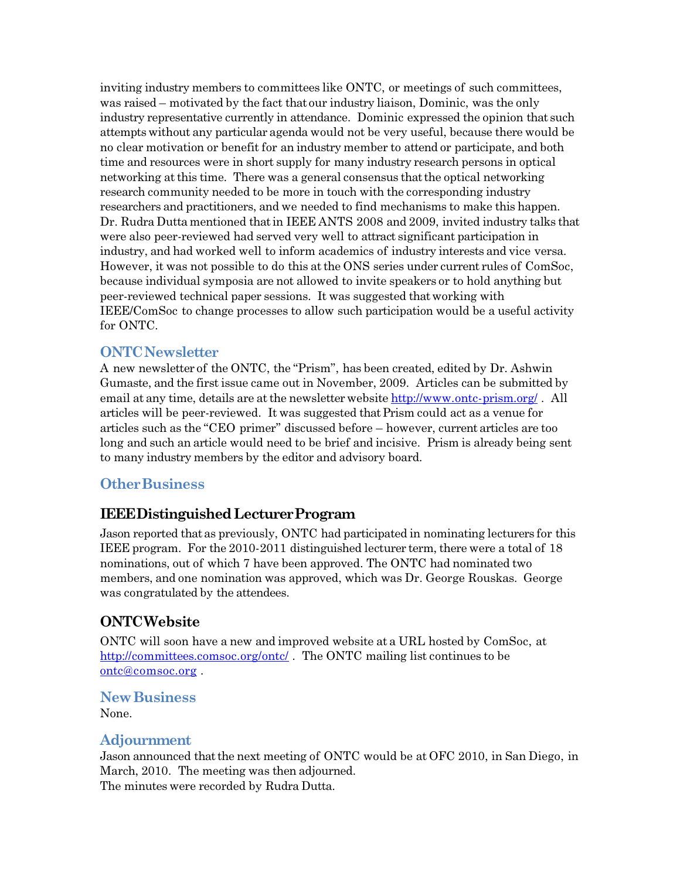inviting industry members to committees like ONTC, or meetings of such committees, was raised – motivated by the fact that our industry liaison, Dominic, was the only industry representative currently in attendance. Dominic expressed the opinion that such attempts without any particular agenda would not be very useful, because there would be no clear motivation or benefit for an industry member to attend or participate, and both time and resources were in short supply for many industry research persons in optical networking at this time. There was a general consensus that the optical networking research community needed to be more in touch with the corresponding industry researchers and practitioners, and we needed to find mechanisms to make this happen. Dr. Rudra Dutta mentioned that in IEEE ANTS 2008 and 2009, invited industry talks that were also peer-reviewed had served very well to attract significant participation in industry, and had worked well to inform academics of industry interests and vice versa. However, it was not possible to do this at the ONS series under current rules of ComSoc, because individual symposia are not allowed to invite speakers or to hold anything but peer-reviewed technical paper sessions. It was suggested that working with IEEE/ComSoc to change processes to allow such participation would be a useful activity for ONTC.

## ONTC Newsletter

A new newsletter of the ONTC, the "Prism", has been created, edited by Dr. Ashwin Gumaste, and the first issue came out in November, 2009. Articles can be submitted by email at any time, details are at the newsletter website http://www.ontc-prism.org/ . All articles will be peer-reviewed. It was suggested that Prism could act as a venue for articles such as the "CEO primer" discussed before – however, current articles are too long and such an article would need to be brief and incisive. Prism is already being sent to many industry members by the editor and advisory board.

## Other Business

### IEEE Distinguished Lecturer Program

Jason reported that as previously, ONTC had participated in nominating lecturers for this IEEE program. For the 2010-2011 distinguished lecturer term, there were a total of 18 nominations, out of which 7 have been approved. The ONTC had nominated two members, and one nomination was approved, which was Dr. George Rouskas. George was congratulated by the attendees.

### ONTC Website

ONTC will soon have a new and improved website at a URL hosted by ComSoc, at http://committees.comsoc.org/ontc/ . The ONTC mailing list continues to be ontc@comsoc.org .

## New Business

None.

## Adjournment

Jason announced that the next meeting of ONTC would be at OFC 2010, in San Diego, in March, 2010. The meeting was then adjourned.
The minutes were recorded by Rudra Dutta.